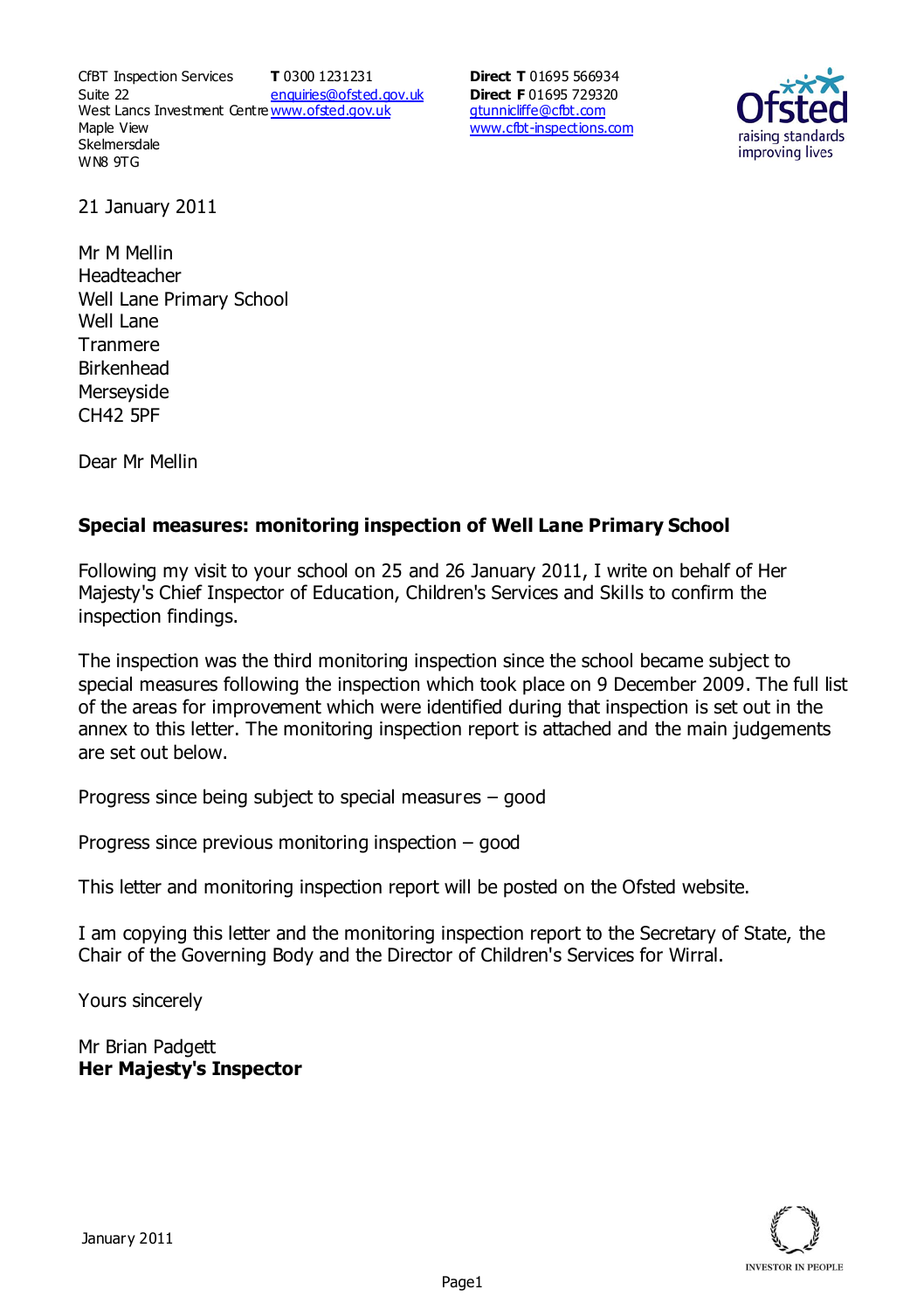CfBT Inspection Services
Suite 22
West Lancs Investment Centre
Maple View
Skelmersdale
WN8 9TG

**T** 0300 1231231
enquiries@ofsted.gov.uk
www.ofsted.gov.uk

**Direct T** 01695 566934
**Direct F** 01695 729320
gtunnicliffe@cfbt.com
www.cfbt-inspections.com

21 January 2011

Mr M Mellin
Headteacher
Well Lane Primary School
Well Lane
Tranmere
Birkenhead
Merseyside
CH42 5PF

Dear Mr Mellin

**Special measures: monitoring inspection of Well Lane Primary School**

Following my visit to your school on 25 and 26 January 2011, I write on behalf of Her Majesty's Chief Inspector of Education, Children's Services and Skills to confirm the inspection findings.

The inspection was the third monitoring inspection since the school became subject to special measures following the inspection which took place on 9 December 2009. The full list of the areas for improvement which were identified during that inspection is set out in the annex to this letter. The monitoring inspection report is attached and the main judgements are set out below.

Progress since being subject to special measures – good

Progress since previous monitoring inspection – good

This letter and monitoring inspection report will be posted on the Ofsted website.

I am copying this letter and the monitoring inspection report to the Secretary of State, the Chair of the Governing Body and the Director of Children's Services for Wirral.

Yours sincerely

Mr Brian Padgett
**Her Majesty's Inspector**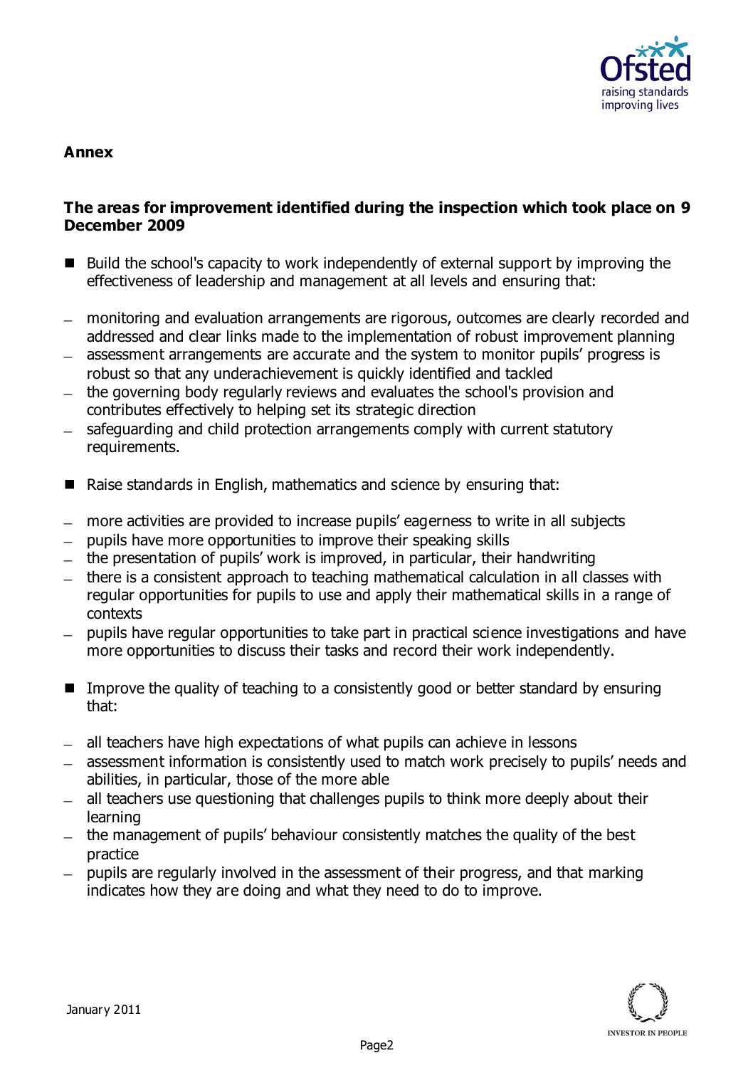**Annex**

**The areas for improvement identified during the inspection which took place on 9 December 2009**

- Build the school's capacity to work independently of external support by improving the effectiveness of leadership and management at all levels and ensuring that:
  - monitoring and evaluation arrangements are rigorous, outcomes are clearly recorded and addressed and clear links made to the implementation of robust improvement planning
  - assessment arrangements are accurate and the system to monitor pupils' progress is robust so that any underachievement is quickly identified and tackled
  - the governing body regularly reviews and evaluates the school's provision and contributes effectively to helping set its strategic direction
  - safeguarding and child protection arrangements comply with current statutory requirements.

- Raise standards in English, mathematics and science by ensuring that:
  - more activities are provided to increase pupils' eagerness to write in all subjects
  - pupils have more opportunities to improve their speaking skills
  - the presentation of pupils' work is improved, in particular, their handwriting
  - there is a consistent approach to teaching mathematical calculation in all classes with regular opportunities for pupils to use and apply their mathematical skills in a range of contexts
  - pupils have regular opportunities to take part in practical science investigations and have more opportunities to discuss their tasks and record their work independently.

- Improve the quality of teaching to a consistently good or better standard by ensuring that:
  - all teachers have high expectations of what pupils can achieve in lessons
  - assessment information is consistently used to match work precisely to pupils' needs and abilities, in particular, those of the more able
  - all teachers use questioning that challenges pupils to think more deeply about their learning
  - the management of pupils' behaviour consistently matches the quality of the best practice
  - pupils are regularly involved in the assessment of their progress, and that marking indicates how they are doing and what they need to do to improve.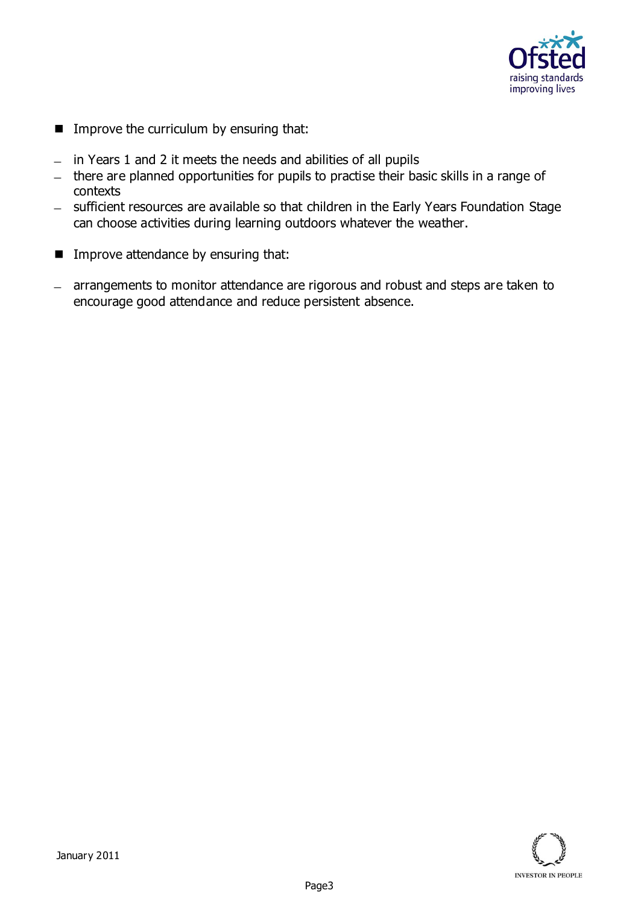- Improve the curriculum by ensuring that:
  - in Years 1 and 2 it meets the needs and abilities of all pupils
  - there are planned opportunities for pupils to practise their basic skills in a range of contexts
  - sufficient resources are available so that children in the Early Years Foundation Stage can choose activities during learning outdoors whatever the weather.

- Improve attendance by ensuring that:
  - arrangements to monitor attendance are rigorous and robust and steps are taken to encourage good attendance and reduce persistent absence.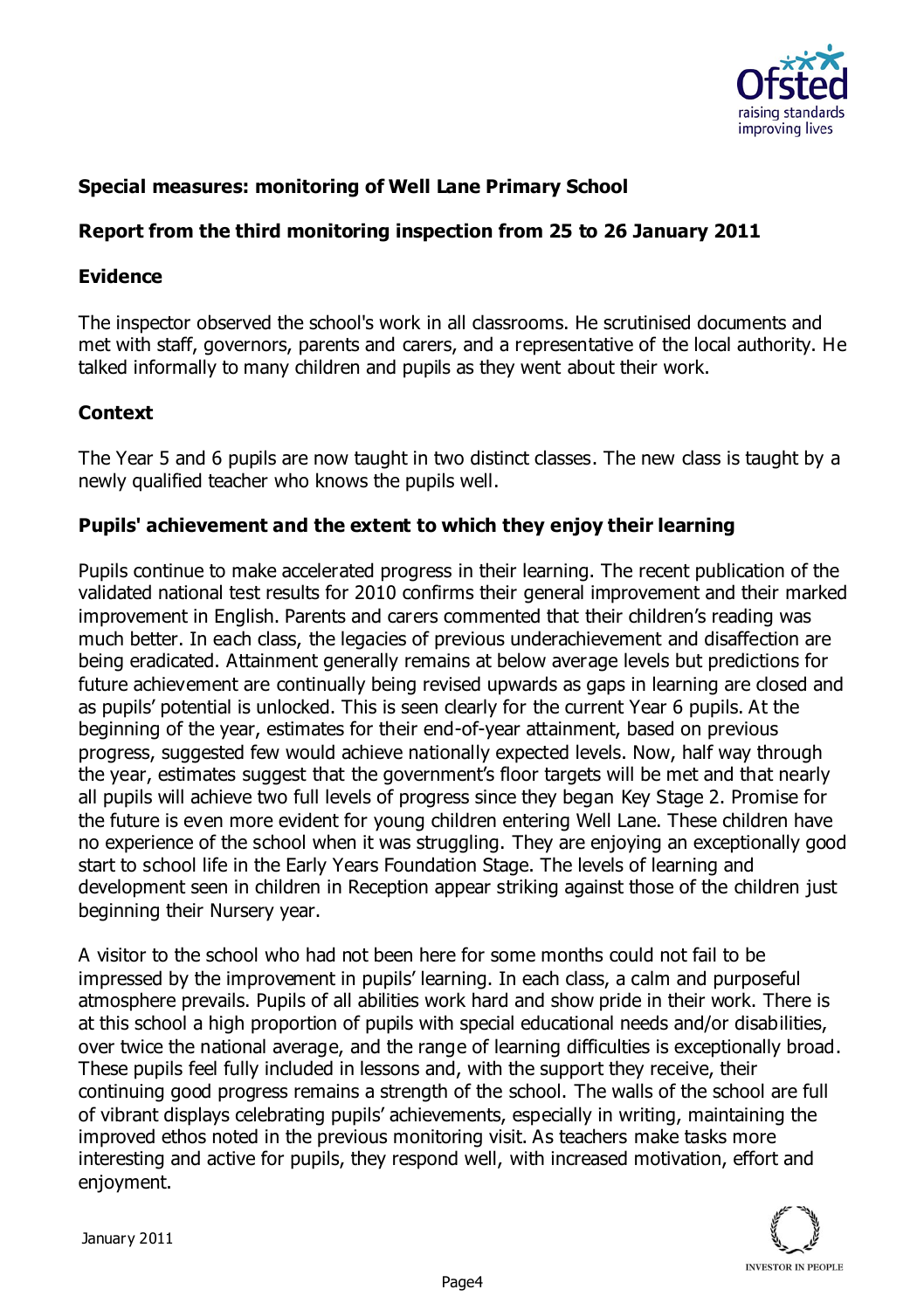## Special measures: monitoring of Well Lane Primary School

## Report from the third monitoring inspection from 25 to 26 January 2011

### Evidence

The inspector observed the school's work in all classrooms. He scrutinised documents and met with staff, governors, parents and carers, and a representative of the local authority. He talked informally to many children and pupils as they went about their work.

### Context

The Year 5 and 6 pupils are now taught in two distinct classes. The new class is taught by a newly qualified teacher who knows the pupils well.

### Pupils' achievement and the extent to which they enjoy their learning

Pupils continue to make accelerated progress in their learning. The recent publication of the validated national test results for 2010 confirms their general improvement and their marked improvement in English. Parents and carers commented that their children's reading was much better. In each class, the legacies of previous underachievement and disaffection are being eradicated. Attainment generally remains at below average levels but predictions for future achievement are continually being revised upwards as gaps in learning are closed and as pupils' potential is unlocked. This is seen clearly for the current Year 6 pupils. At the beginning of the year, estimates for their end-of-year attainment, based on previous progress, suggested few would achieve nationally expected levels. Now, half way through the year, estimates suggest that the government's floor targets will be met and that nearly all pupils will achieve two full levels of progress since they began Key Stage 2. Promise for the future is even more evident for young children entering Well Lane. These children have no experience of the school when it was struggling. They are enjoying an exceptionally good start to school life in the Early Years Foundation Stage. The levels of learning and development seen in children in Reception appear striking against those of the children just beginning their Nursery year.

A visitor to the school who had not been here for some months could not fail to be impressed by the improvement in pupils' learning. In each class, a calm and purposeful atmosphere prevails. Pupils of all abilities work hard and show pride in their work. There is at this school a high proportion of pupils with special educational needs and/or disabilities, over twice the national average, and the range of learning difficulties is exceptionally broad. These pupils feel fully included in lessons and, with the support they receive, their continuing good progress remains a strength of the school. The walls of the school are full of vibrant displays celebrating pupils' achievements, especially in writing, maintaining the improved ethos noted in the previous monitoring visit. As teachers make tasks more interesting and active for pupils, they respond well, with increased motivation, effort and enjoyment.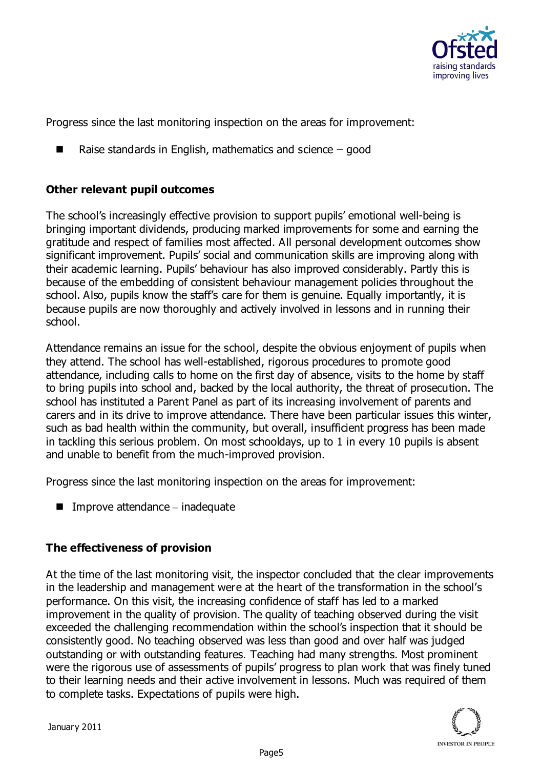Progress since the last monitoring inspection on the areas for improvement:

- Raise standards in English, mathematics and science – good

**Other relevant pupil outcomes**

The school's increasingly effective provision to support pupils' emotional well-being is bringing important dividends, producing marked improvements for some and earning the gratitude and respect of families most affected. All personal development outcomes show significant improvement. Pupils' social and communication skills are improving along with their academic learning. Pupils' behaviour has also improved considerably. Partly this is because of the embedding of consistent behaviour management policies throughout the school. Also, pupils know the staff's care for them is genuine. Equally importantly, it is because pupils are now thoroughly and actively involved in lessons and in running their school.

Attendance remains an issue for the school, despite the obvious enjoyment of pupils when they attend. The school has well-established, rigorous procedures to promote good attendance, including calls to home on the first day of absence, visits to the home by staff to bring pupils into school and, backed by the local authority, the threat of prosecution. The school has instituted a Parent Panel as part of its increasing involvement of parents and carers and in its drive to improve attendance. There have been particular issues this winter, such as bad health within the community, but overall, insufficient progress has been made in tackling this serious problem. On most schooldays, up to 1 in every 10 pupils is absent and unable to benefit from the much-improved provision.

Progress since the last monitoring inspection on the areas for improvement:

- Improve attendance – inadequate

**The effectiveness of provision**

At the time of the last monitoring visit, the inspector concluded that the clear improvements in the leadership and management were at the heart of the transformation in the school's performance. On this visit, the increasing confidence of staff has led to a marked improvement in the quality of provision. The quality of teaching observed during the visit exceeded the challenging recommendation within the school's inspection that it should be consistently good. No teaching observed was less than good and over half was judged outstanding or with outstanding features. Teaching had many strengths. Most prominent were the rigorous use of assessments of pupils' progress to plan work that was finely tuned to their learning needs and their active involvement in lessons. Much was required of them to complete tasks. Expectations of pupils were high.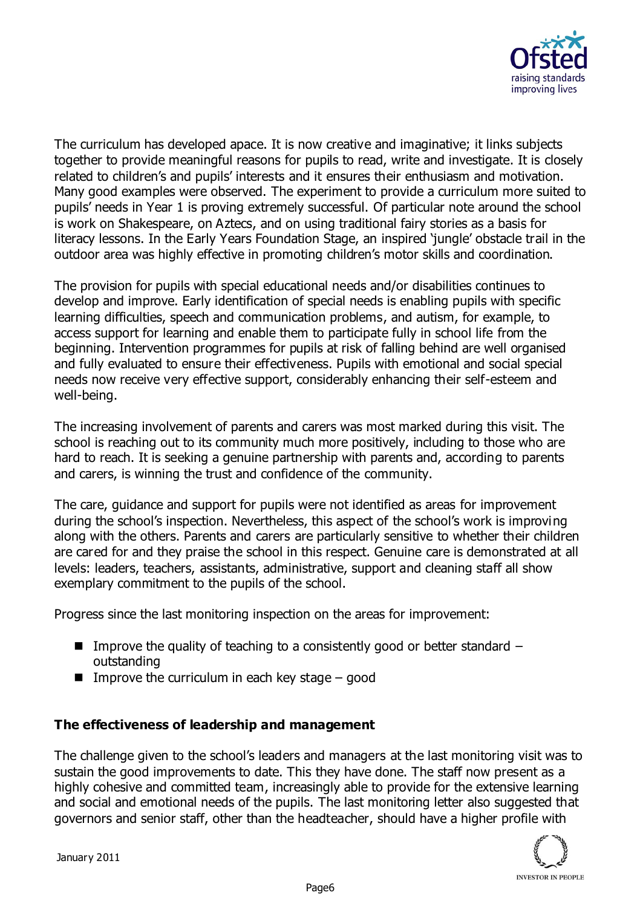The curriculum has developed apace. It is now creative and imaginative; it links subjects together to provide meaningful reasons for pupils to read, write and investigate. It is closely related to children's and pupils' interests and it ensures their enthusiasm and motivation. Many good examples were observed. The experiment to provide a curriculum more suited to pupils' needs in Year 1 is proving extremely successful. Of particular note around the school is work on Shakespeare, on Aztecs, and on using traditional fairy stories as a basis for literacy lessons. In the Early Years Foundation Stage, an inspired 'jungle' obstacle trail in the outdoor area was highly effective in promoting children's motor skills and coordination.

The provision for pupils with special educational needs and/or disabilities continues to develop and improve. Early identification of special needs is enabling pupils with specific learning difficulties, speech and communication problems, and autism, for example, to access support for learning and enable them to participate fully in school life from the beginning. Intervention programmes for pupils at risk of falling behind are well organised and fully evaluated to ensure their effectiveness. Pupils with emotional and social special needs now receive very effective support, considerably enhancing their self-esteem and well-being.

The increasing involvement of parents and carers was most marked during this visit. The school is reaching out to its community much more positively, including to those who are hard to reach. It is seeking a genuine partnership with parents and, according to parents and carers, is winning the trust and confidence of the community.

The care, guidance and support for pupils were not identified as areas for improvement during the school's inspection. Nevertheless, this aspect of the school's work is improving along with the others. Parents and carers are particularly sensitive to whether their children are cared for and they praise the school in this respect. Genuine care is demonstrated at all levels: leaders, teachers, assistants, administrative, support and cleaning staff all show exemplary commitment to the pupils of the school.

Progress since the last monitoring inspection on the areas for improvement:

- Improve the quality of teaching to a consistently good or better standard – outstanding
- Improve the curriculum in each key stage – good

**The effectiveness of leadership and management**

The challenge given to the school's leaders and managers at the last monitoring visit was to sustain the good improvements to date. This they have done. The staff now present as a highly cohesive and committed team, increasingly able to provide for the extensive learning and social and emotional needs of the pupils. The last monitoring letter also suggested that governors and senior staff, other than the headteacher, should have a higher profile with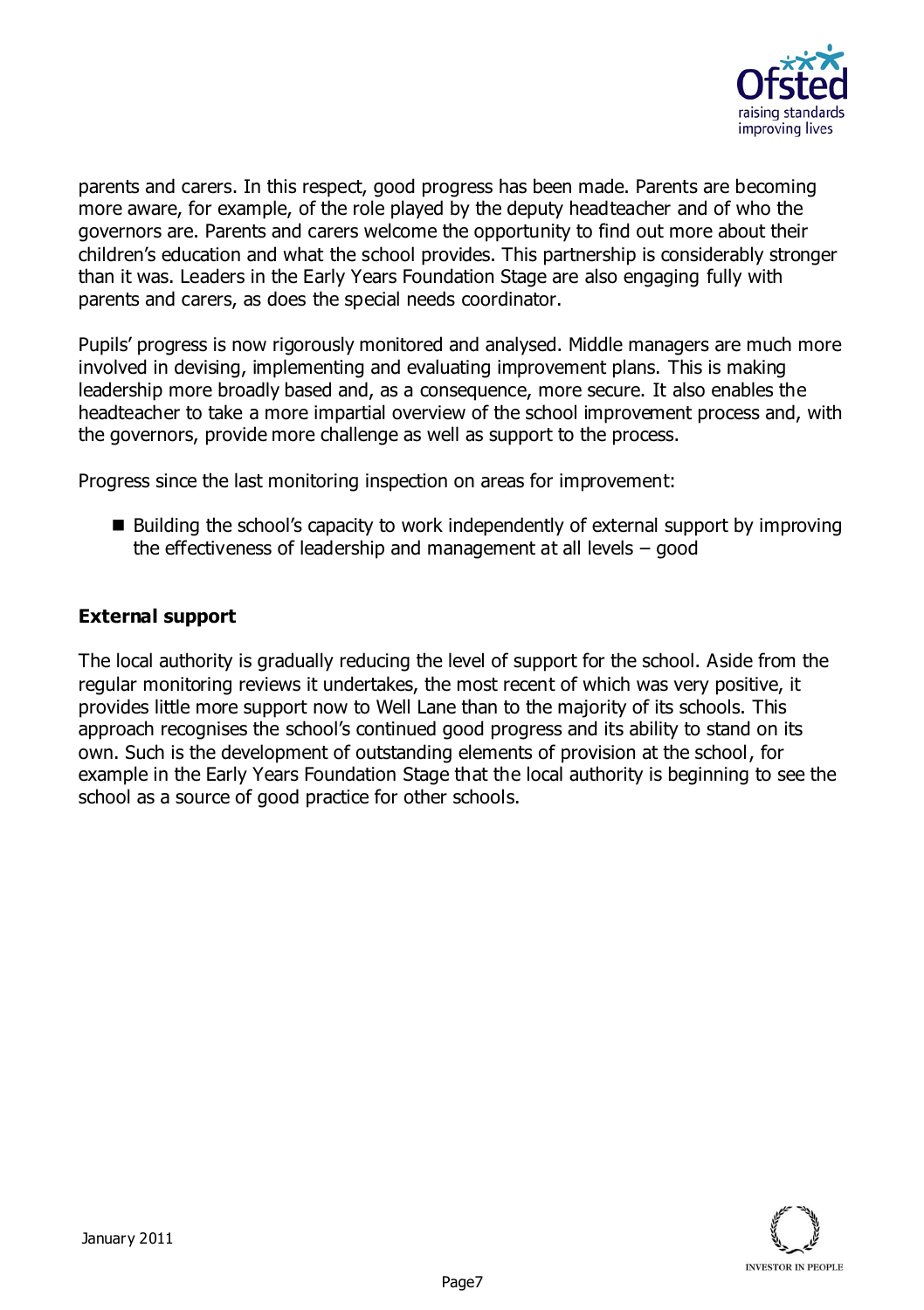parents and carers. In this respect, good progress has been made. Parents are becoming more aware, for example, of the role played by the deputy headteacher and of who the governors are. Parents and carers welcome the opportunity to find out more about their children's education and what the school provides. This partnership is considerably stronger than it was. Leaders in the Early Years Foundation Stage are also engaging fully with parents and carers, as does the special needs coordinator.

Pupils' progress is now rigorously monitored and analysed. Middle managers are much more involved in devising, implementing and evaluating improvement plans. This is making leadership more broadly based and, as a consequence, more secure. It also enables the headteacher to take a more impartial overview of the school improvement process and, with the governors, provide more challenge as well as support to the process.

Progress since the last monitoring inspection on areas for improvement:

- Building the school's capacity to work independently of external support by improving the effectiveness of leadership and management at all levels – good

**External support**

The local authority is gradually reducing the level of support for the school. Aside from the regular monitoring reviews it undertakes, the most recent of which was very positive, it provides little more support now to Well Lane than to the majority of its schools. This approach recognises the school's continued good progress and its ability to stand on its own. Such is the development of outstanding elements of provision at the school, for example in the Early Years Foundation Stage that the local authority is beginning to see the school as a source of good practice for other schools.